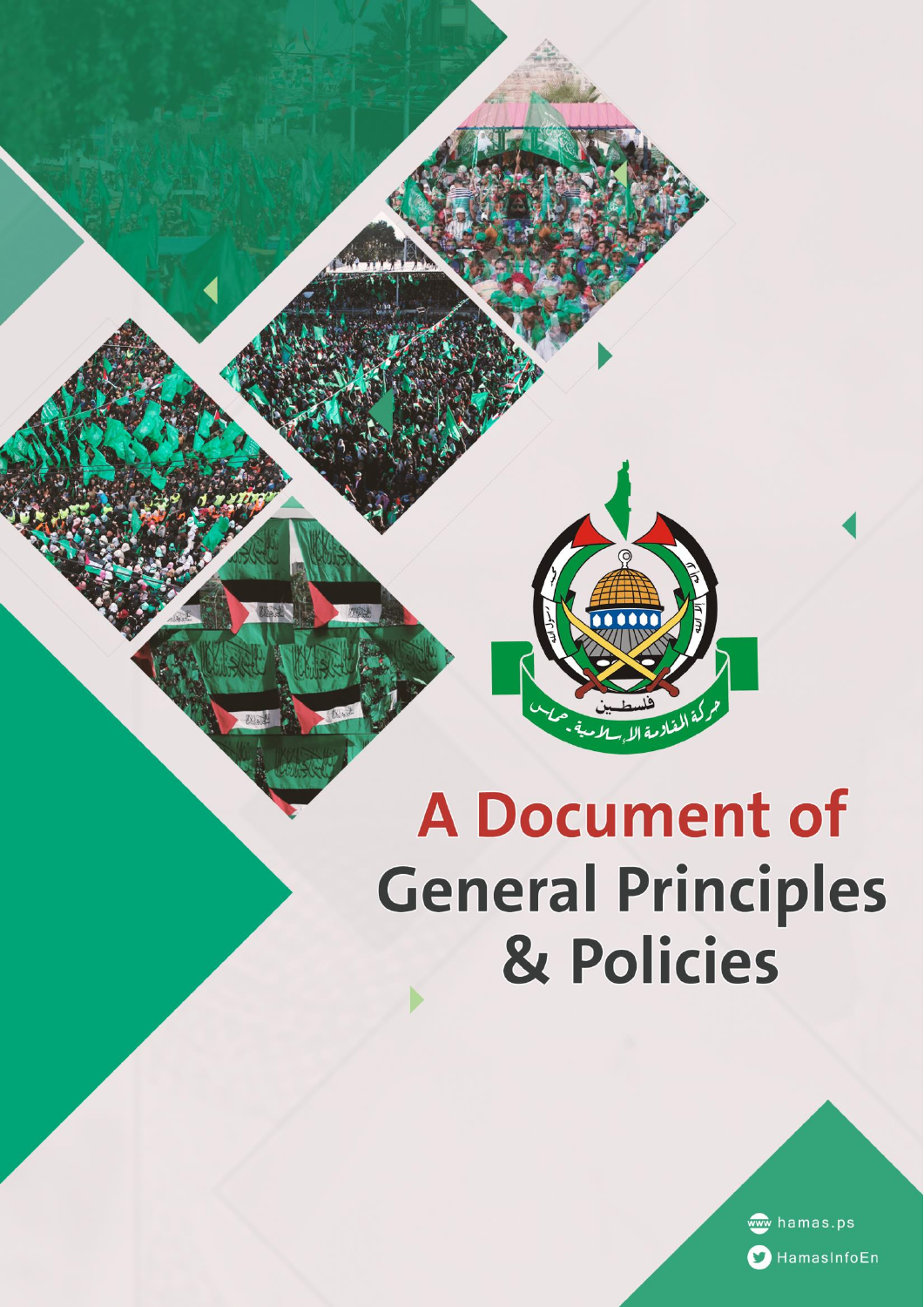# A Document of General Principles & Policies

فلسطين

حركة المقاومة الإسلامية - حماس

hamas.ps

HamasInfoEn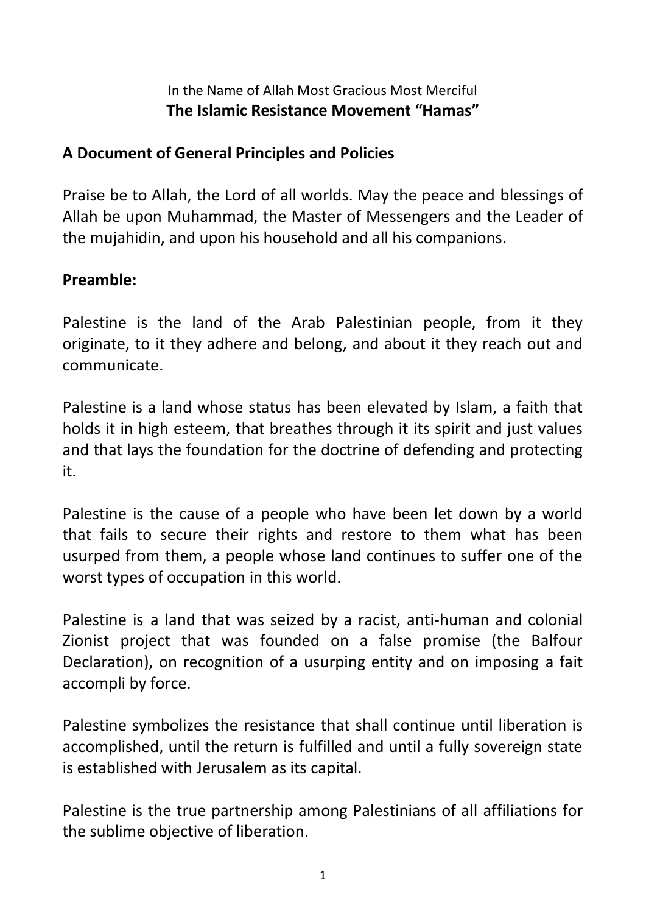In the Name of Allah Most Gracious Most Merciful

**The Islamic Resistance Movement "Hamas"**

## A Document of General Principles and Policies

Praise be to Allah, the Lord of all worlds. May the peace and blessings of Allah be upon Muhammad, the Master of Messengers and the Leader of the mujahidin, and upon his household and all his companions.

### Preamble:

Palestine is the land of the Arab Palestinian people, from it they originate, to it they adhere and belong, and about it they reach out and communicate.

Palestine is a land whose status has been elevated by Islam, a faith that holds it in high esteem, that breathes through it its spirit and just values and that lays the foundation for the doctrine of defending and protecting it.

Palestine is the cause of a people who have been let down by a world that fails to secure their rights and restore to them what has been usurped from them, a people whose land continues to suffer one of the worst types of occupation in this world.

Palestine is a land that was seized by a racist, anti-human and colonial Zionist project that was founded on a false promise (the Balfour Declaration), on recognition of a usurping entity and on imposing a fait accompli by force.

Palestine symbolizes the resistance that shall continue until liberation is accomplished, until the return is fulfilled and until a fully sovereign state is established with Jerusalem as its capital.

Palestine is the true partnership among Palestinians of all affiliations for the sublime objective of liberation.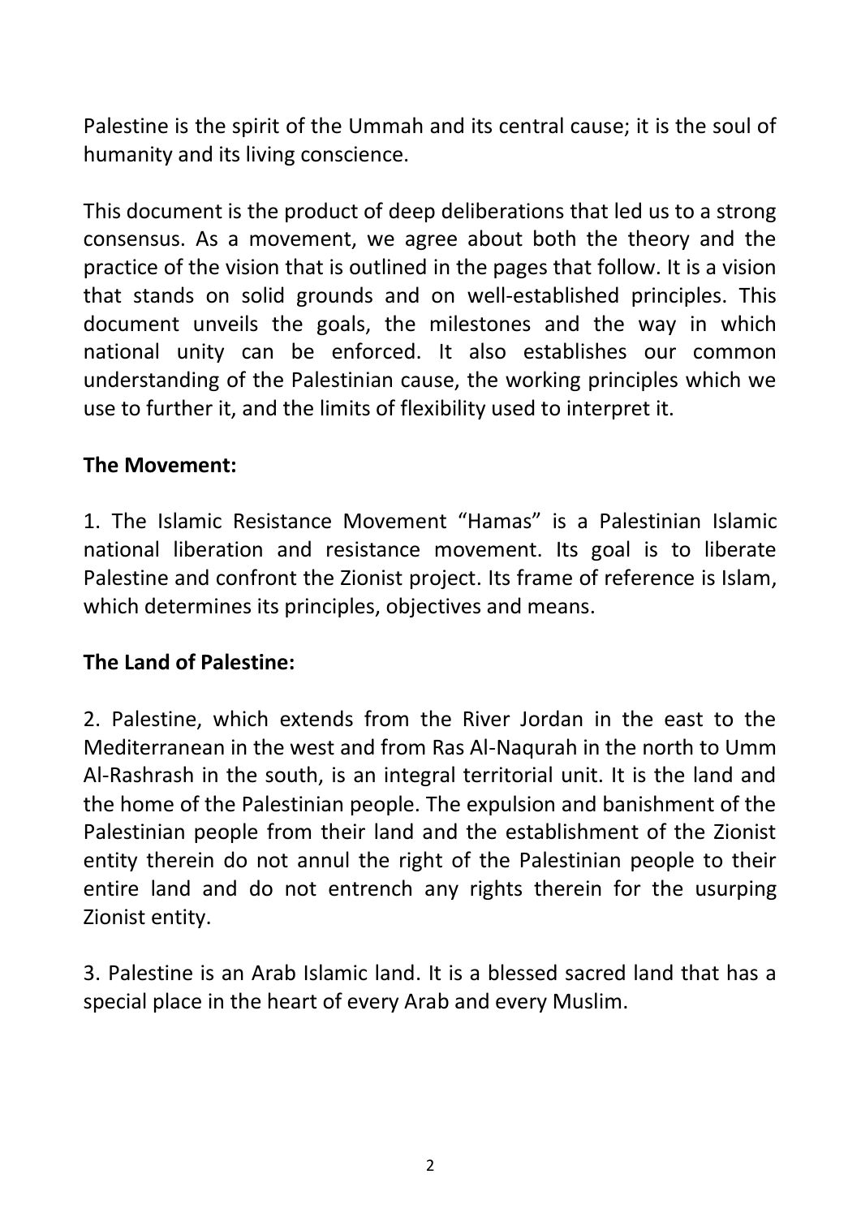Palestine is the spirit of the Ummah and its central cause; it is the soul of humanity and its living conscience.

This document is the product of deep deliberations that led us to a strong consensus. As a movement, we agree about both the theory and the practice of the vision that is outlined in the pages that follow. It is a vision that stands on solid grounds and on well-established principles. This document unveils the goals, the milestones and the way in which national unity can be enforced. It also establishes our common understanding of the Palestinian cause, the working principles which we use to further it, and the limits of flexibility used to interpret it.

**The Movement:**

1. The Islamic Resistance Movement "Hamas" is a Palestinian Islamic national liberation and resistance movement. Its goal is to liberate Palestine and confront the Zionist project. Its frame of reference is Islam, which determines its principles, objectives and means.

**The Land of Palestine:**

2. Palestine, which extends from the River Jordan in the east to the Mediterranean in the west and from Ras Al-Naqurah in the north to Umm Al-Rashrash in the south, is an integral territorial unit. It is the land and the home of the Palestinian people. The expulsion and banishment of the Palestinian people from their land and the establishment of the Zionist entity therein do not annul the right of the Palestinian people to their entire land and do not entrench any rights therein for the usurping Zionist entity.

3. Palestine is an Arab Islamic land. It is a blessed sacred land that has a special place in the heart of every Arab and every Muslim.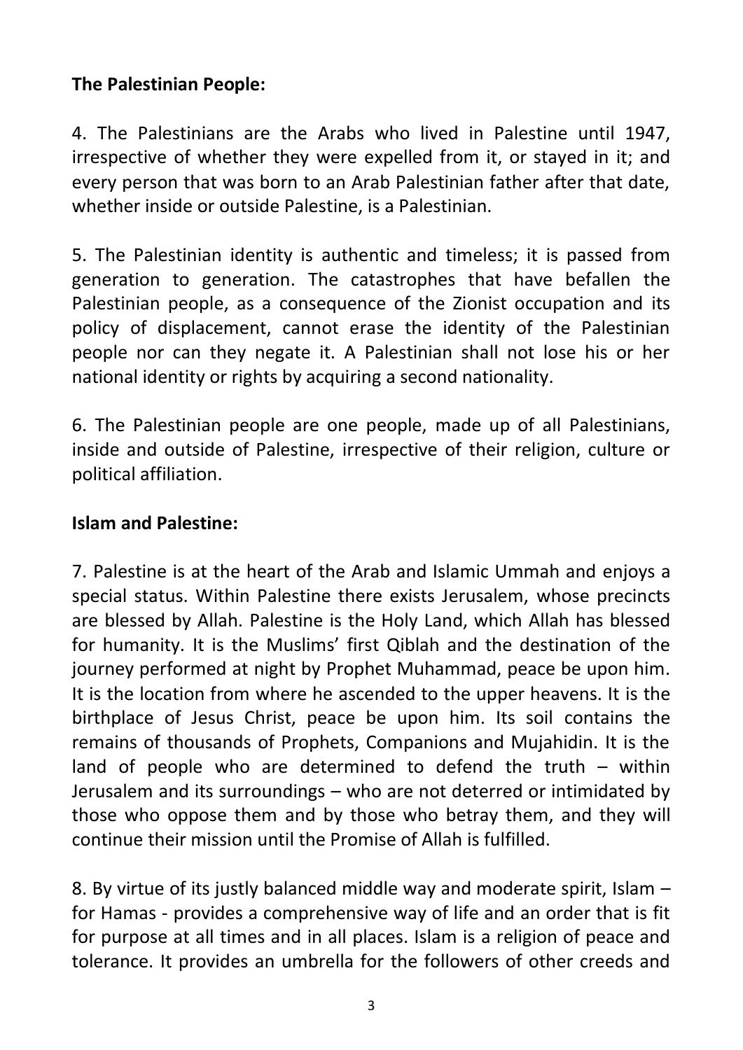**The Palestinian People:**

4. The Palestinians are the Arabs who lived in Palestine until 1947, irrespective of whether they were expelled from it, or stayed in it; and every person that was born to an Arab Palestinian father after that date, whether inside or outside Palestine, is a Palestinian.

5. The Palestinian identity is authentic and timeless; it is passed from generation to generation. The catastrophes that have befallen the Palestinian people, as a consequence of the Zionist occupation and its policy of displacement, cannot erase the identity of the Palestinian people nor can they negate it. A Palestinian shall not lose his or her national identity or rights by acquiring a second nationality.

6. The Palestinian people are one people, made up of all Palestinians, inside and outside of Palestine, irrespective of their religion, culture or political affiliation.

**Islam and Palestine:**

7. Palestine is at the heart of the Arab and Islamic Ummah and enjoys a special status. Within Palestine there exists Jerusalem, whose precincts are blessed by Allah. Palestine is the Holy Land, which Allah has blessed for humanity. It is the Muslims' first Qiblah and the destination of the journey performed at night by Prophet Muhammad, peace be upon him. It is the location from where he ascended to the upper heavens. It is the birthplace of Jesus Christ, peace be upon him. Its soil contains the remains of thousands of Prophets, Companions and Mujahidin. It is the land of people who are determined to defend the truth – within Jerusalem and its surroundings – who are not deterred or intimidated by those who oppose them and by those who betray them, and they will continue their mission until the Promise of Allah is fulfilled.

8. By virtue of its justly balanced middle way and moderate spirit, Islam – for Hamas - provides a comprehensive way of life and an order that is fit for purpose at all times and in all places. Islam is a religion of peace and tolerance. It provides an umbrella for the followers of other creeds and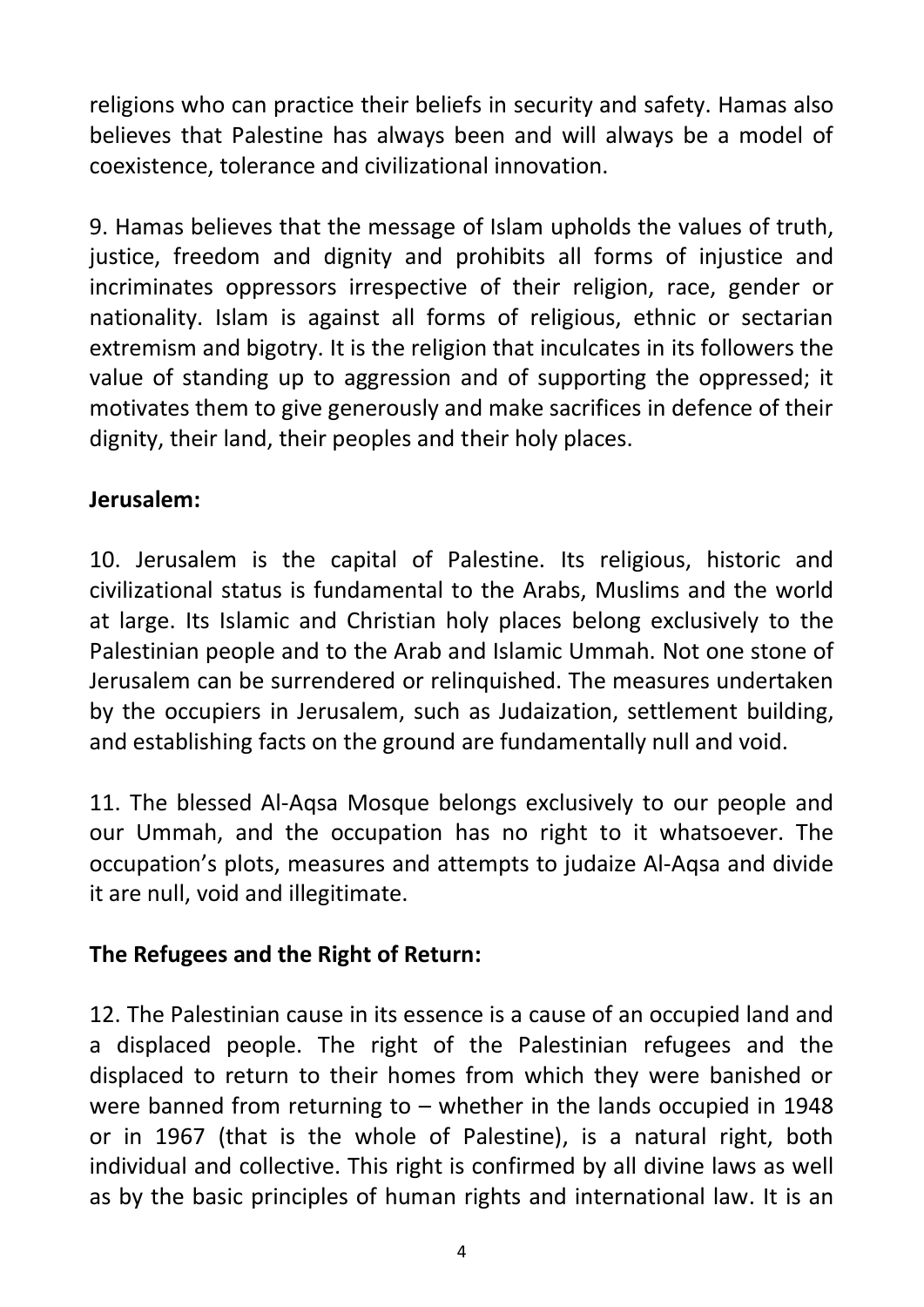religions who can practice their beliefs in security and safety. Hamas also believes that Palestine has always been and will always be a model of coexistence, tolerance and civilizational innovation.

9. Hamas believes that the message of Islam upholds the values of truth, justice, freedom and dignity and prohibits all forms of injustice and incriminates oppressors irrespective of their religion, race, gender or nationality. Islam is against all forms of religious, ethnic or sectarian extremism and bigotry. It is the religion that inculcates in its followers the value of standing up to aggression and of supporting the oppressed; it motivates them to give generously and make sacrifices in defence of their dignity, their land, their peoples and their holy places.

**Jerusalem:**

10. Jerusalem is the capital of Palestine. Its religious, historic and civilizational status is fundamental to the Arabs, Muslims and the world at large. Its Islamic and Christian holy places belong exclusively to the Palestinian people and to the Arab and Islamic Ummah. Not one stone of Jerusalem can be surrendered or relinquished. The measures undertaken by the occupiers in Jerusalem, such as Judaization, settlement building, and establishing facts on the ground are fundamentally null and void.

11. The blessed Al-Aqsa Mosque belongs exclusively to our people and our Ummah, and the occupation has no right to it whatsoever. The occupation's plots, measures and attempts to judaize Al-Aqsa and divide it are null, void and illegitimate.

**The Refugees and the Right of Return:**

12. The Palestinian cause in its essence is a cause of an occupied land and a displaced people. The right of the Palestinian refugees and the displaced to return to their homes from which they were banished or were banned from returning to – whether in the lands occupied in 1948 or in 1967 (that is the whole of Palestine), is a natural right, both individual and collective. This right is confirmed by all divine laws as well as by the basic principles of human rights and international law. It is an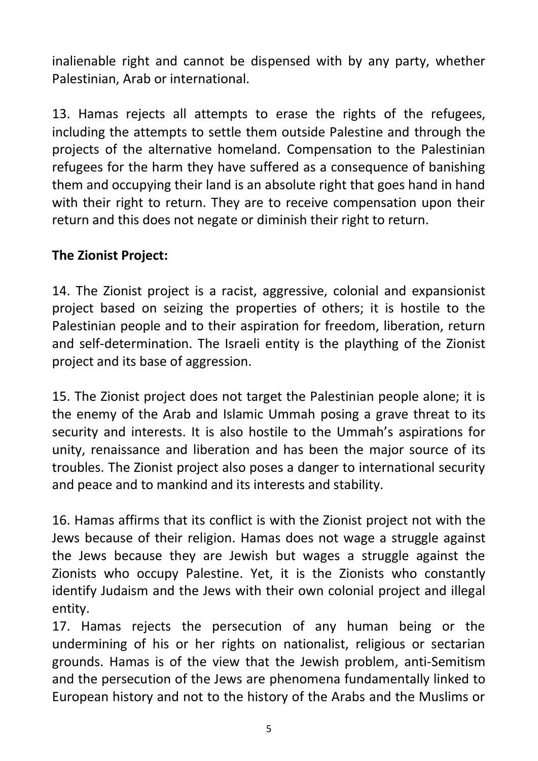inalienable right and cannot be dispensed with by any party, whether Palestinian, Arab or international.

13. Hamas rejects all attempts to erase the rights of the refugees, including the attempts to settle them outside Palestine and through the projects of the alternative homeland. Compensation to the Palestinian refugees for the harm they have suffered as a consequence of banishing them and occupying their land is an absolute right that goes hand in hand with their right to return. They are to receive compensation upon their return and this does not negate or diminish their right to return.

**The Zionist Project:**

14. The Zionist project is a racist, aggressive, colonial and expansionist project based on seizing the properties of others; it is hostile to the Palestinian people and to their aspiration for freedom, liberation, return and self-determination. The Israeli entity is the plaything of the Zionist project and its base of aggression.

15. The Zionist project does not target the Palestinian people alone; it is the enemy of the Arab and Islamic Ummah posing a grave threat to its security and interests. It is also hostile to the Ummah's aspirations for unity, renaissance and liberation and has been the major source of its troubles. The Zionist project also poses a danger to international security and peace and to mankind and its interests and stability.

16. Hamas affirms that its conflict is with the Zionist project not with the Jews because of their religion. Hamas does not wage a struggle against the Jews because they are Jewish but wages a struggle against the Zionists who occupy Palestine. Yet, it is the Zionists who constantly identify Judaism and the Jews with their own colonial project and illegal entity.

17. Hamas rejects the persecution of any human being or the undermining of his or her rights on nationalist, religious or sectarian grounds. Hamas is of the view that the Jewish problem, anti-Semitism and the persecution of the Jews are phenomena fundamentally linked to European history and not to the history of the Arabs and the Muslims or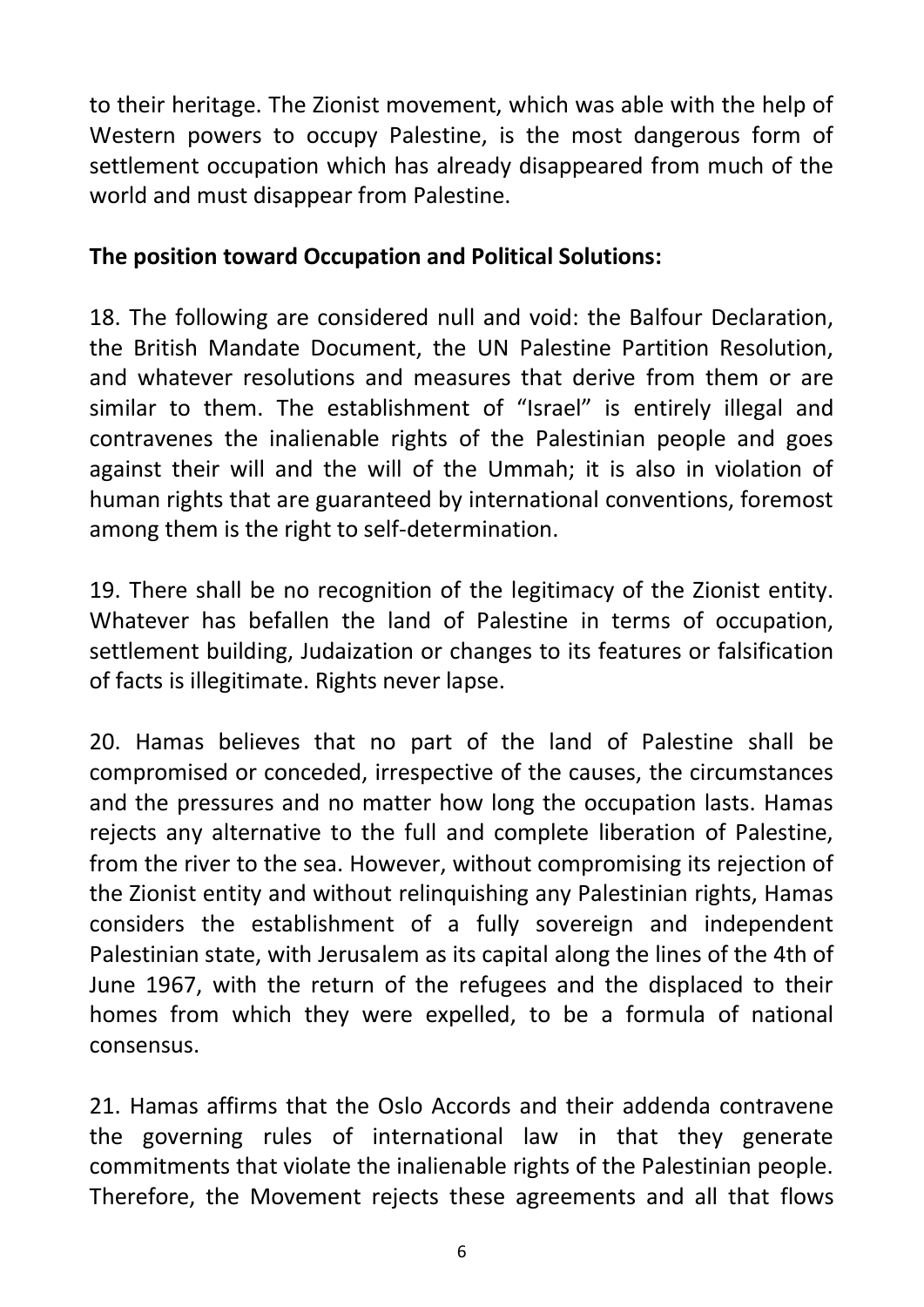to their heritage. The Zionist movement, which was able with the help of Western powers to occupy Palestine, is the most dangerous form of settlement occupation which has already disappeared from much of the world and must disappear from Palestine.

**The position toward Occupation and Political Solutions:**

18. The following are considered null and void: the Balfour Declaration, the British Mandate Document, the UN Palestine Partition Resolution, and whatever resolutions and measures that derive from them or are similar to them. The establishment of "Israel" is entirely illegal and contravenes the inalienable rights of the Palestinian people and goes against their will and the will of the Ummah; it is also in violation of human rights that are guaranteed by international conventions, foremost among them is the right to self-determination.

19. There shall be no recognition of the legitimacy of the Zionist entity. Whatever has befallen the land of Palestine in terms of occupation, settlement building, Judaization or changes to its features or falsification of facts is illegitimate. Rights never lapse.

20. Hamas believes that no part of the land of Palestine shall be compromised or conceded, irrespective of the causes, the circumstances and the pressures and no matter how long the occupation lasts. Hamas rejects any alternative to the full and complete liberation of Palestine, from the river to the sea. However, without compromising its rejection of the Zionist entity and without relinquishing any Palestinian rights, Hamas considers the establishment of a fully sovereign and independent Palestinian state, with Jerusalem as its capital along the lines of the 4th of June 1967, with the return of the refugees and the displaced to their homes from which they were expelled, to be a formula of national consensus.

21. Hamas affirms that the Oslo Accords and their addenda contravene the governing rules of international law in that they generate commitments that violate the inalienable rights of the Palestinian people. Therefore, the Movement rejects these agreements and all that flows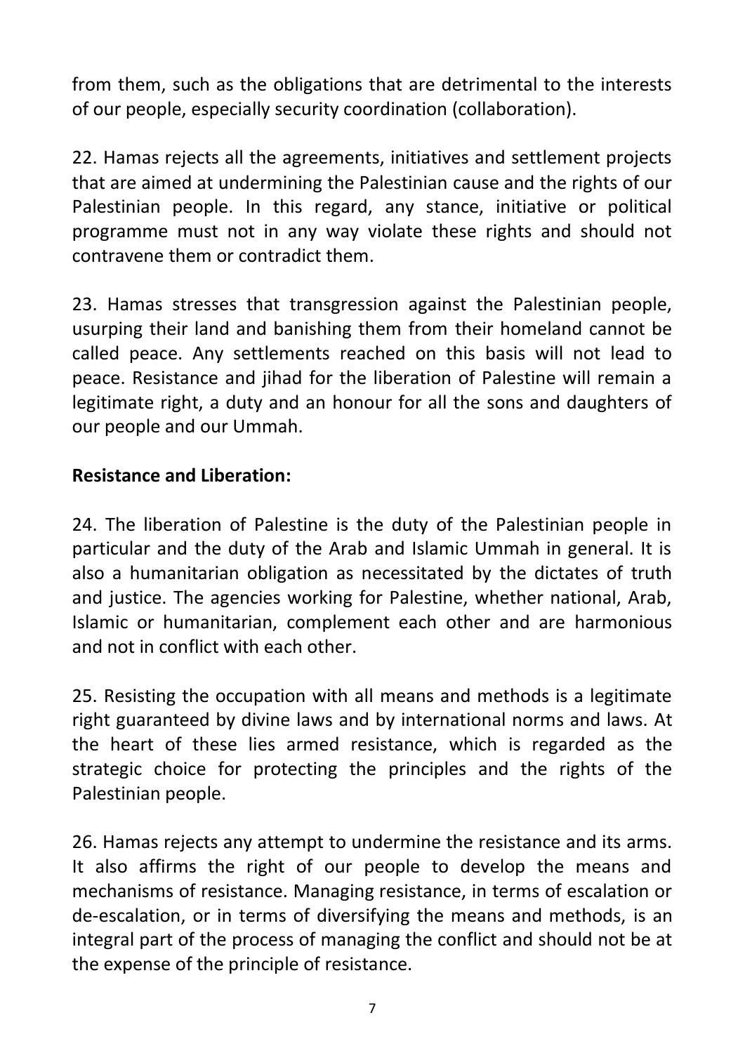from them, such as the obligations that are detrimental to the interests of our people, especially security coordination (collaboration).

22. Hamas rejects all the agreements, initiatives and settlement projects that are aimed at undermining the Palestinian cause and the rights of our Palestinian people. In this regard, any stance, initiative or political programme must not in any way violate these rights and should not contravene them or contradict them.

23. Hamas stresses that transgression against the Palestinian people, usurping their land and banishing them from their homeland cannot be called peace. Any settlements reached on this basis will not lead to peace. Resistance and jihad for the liberation of Palestine will remain a legitimate right, a duty and an honour for all the sons and daughters of our people and our Ummah.

**Resistance and Liberation:**

24. The liberation of Palestine is the duty of the Palestinian people in particular and the duty of the Arab and Islamic Ummah in general. It is also a humanitarian obligation as necessitated by the dictates of truth and justice. The agencies working for Palestine, whether national, Arab, Islamic or humanitarian, complement each other and are harmonious and not in conflict with each other.

25. Resisting the occupation with all means and methods is a legitimate right guaranteed by divine laws and by international norms and laws. At the heart of these lies armed resistance, which is regarded as the strategic choice for protecting the principles and the rights of the Palestinian people.

26. Hamas rejects any attempt to undermine the resistance and its arms. It also affirms the right of our people to develop the means and mechanisms of resistance. Managing resistance, in terms of escalation or de-escalation, or in terms of diversifying the means and methods, is an integral part of the process of managing the conflict and should not be at the expense of the principle of resistance.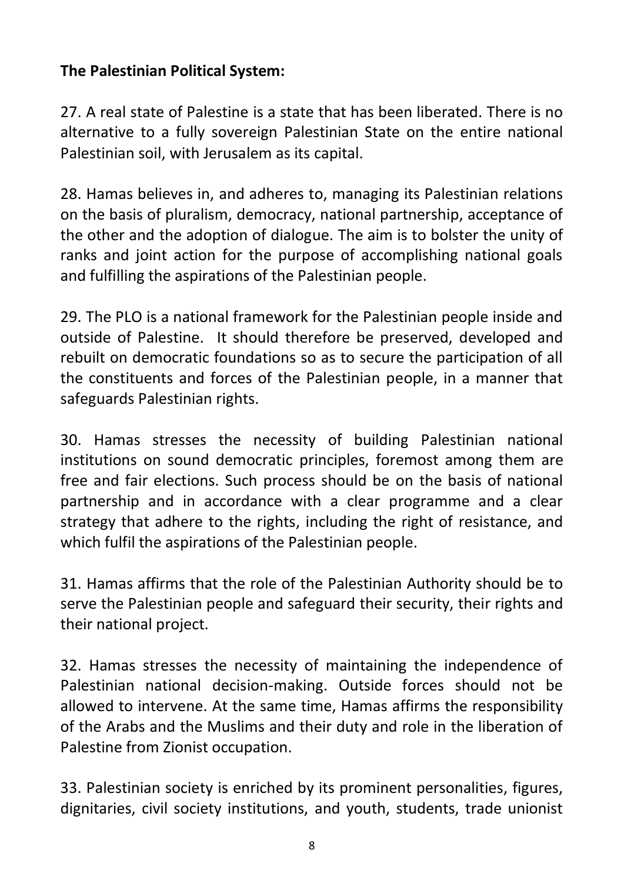**The Palestinian Political System:**

27. A real state of Palestine is a state that has been liberated. There is no alternative to a fully sovereign Palestinian State on the entire national Palestinian soil, with Jerusalem as its capital.

28. Hamas believes in, and adheres to, managing its Palestinian relations on the basis of pluralism, democracy, national partnership, acceptance of the other and the adoption of dialogue. The aim is to bolster the unity of ranks and joint action for the purpose of accomplishing national goals and fulfilling the aspirations of the Palestinian people.

29. The PLO is a national framework for the Palestinian people inside and outside of Palestine. It should therefore be preserved, developed and rebuilt on democratic foundations so as to secure the participation of all the constituents and forces of the Palestinian people, in a manner that safeguards Palestinian rights.

30. Hamas stresses the necessity of building Palestinian national institutions on sound democratic principles, foremost among them are free and fair elections. Such process should be on the basis of national partnership and in accordance with a clear programme and a clear strategy that adhere to the rights, including the right of resistance, and which fulfil the aspirations of the Palestinian people.

31. Hamas affirms that the role of the Palestinian Authority should be to serve the Palestinian people and safeguard their security, their rights and their national project.

32. Hamas stresses the necessity of maintaining the independence of Palestinian national decision-making. Outside forces should not be allowed to intervene. At the same time, Hamas affirms the responsibility of the Arabs and the Muslims and their duty and role in the liberation of Palestine from Zionist occupation.

33. Palestinian society is enriched by its prominent personalities, figures, dignitaries, civil society institutions, and youth, students, trade unionist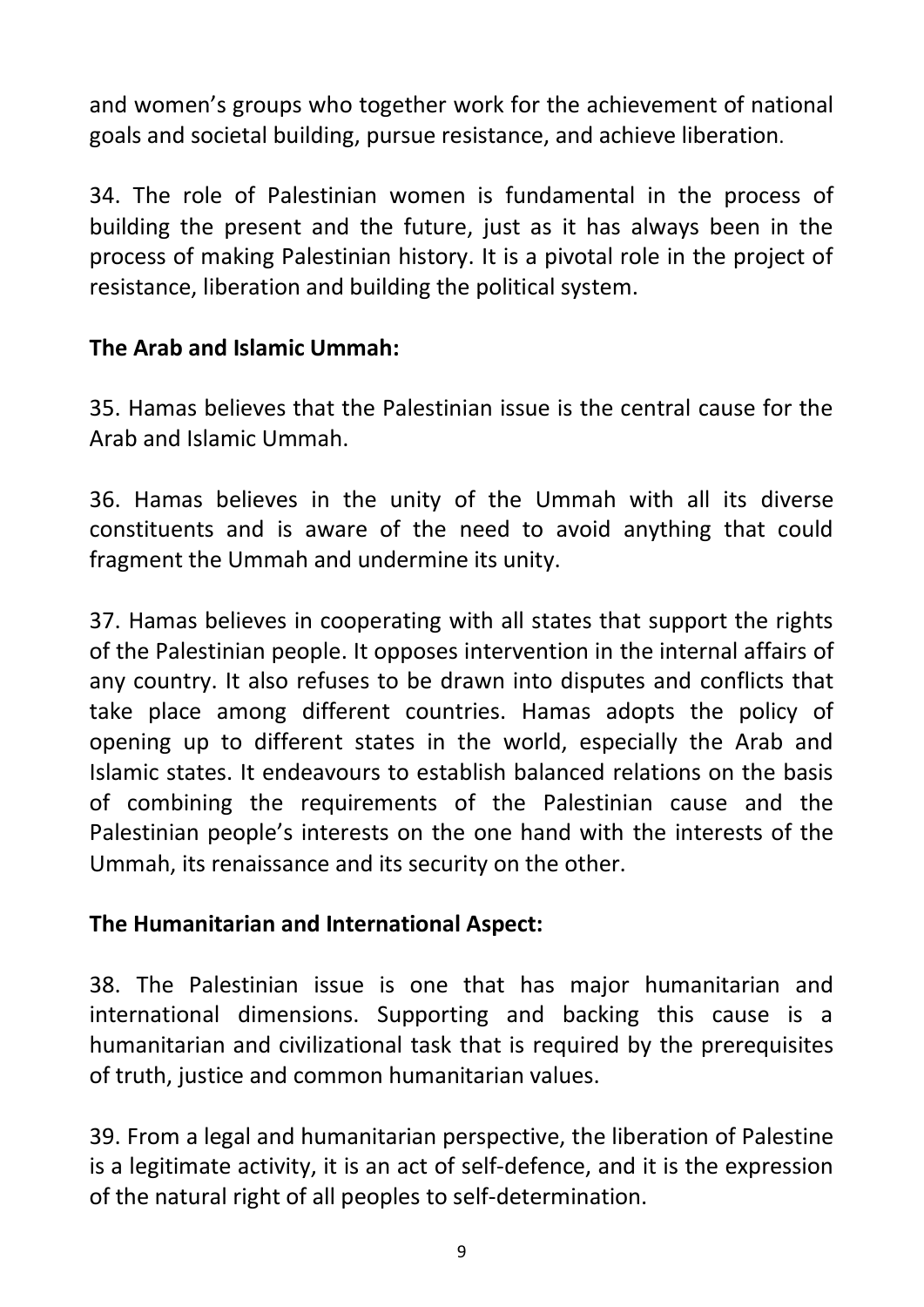and women's groups who together work for the achievement of national goals and societal building, pursue resistance, and achieve liberation.

34. The role of Palestinian women is fundamental in the process of building the present and the future, just as it has always been in the process of making Palestinian history. It is a pivotal role in the project of resistance, liberation and building the political system.

**The Arab and Islamic Ummah:**

35. Hamas believes that the Palestinian issue is the central cause for the Arab and Islamic Ummah.

36. Hamas believes in the unity of the Ummah with all its diverse constituents and is aware of the need to avoid anything that could fragment the Ummah and undermine its unity.

37. Hamas believes in cooperating with all states that support the rights of the Palestinian people. It opposes intervention in the internal affairs of any country. It also refuses to be drawn into disputes and conflicts that take place among different countries. Hamas adopts the policy of opening up to different states in the world, especially the Arab and Islamic states. It endeavours to establish balanced relations on the basis of combining the requirements of the Palestinian cause and the Palestinian people's interests on the one hand with the interests of the Ummah, its renaissance and its security on the other.

**The Humanitarian and International Aspect:**

38. The Palestinian issue is one that has major humanitarian and international dimensions. Supporting and backing this cause is a humanitarian and civilizational task that is required by the prerequisites of truth, justice and common humanitarian values.

39. From a legal and humanitarian perspective, the liberation of Palestine is a legitimate activity, it is an act of self-defence, and it is the expression of the natural right of all peoples to self-determination.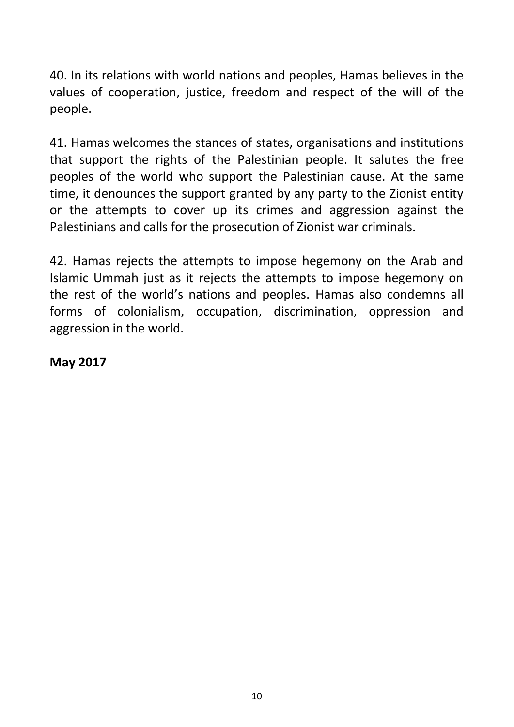40. In its relations with world nations and peoples, Hamas believes in the values of cooperation, justice, freedom and respect of the will of the people.

41. Hamas welcomes the stances of states, organisations and institutions that support the rights of the Palestinian people. It salutes the free peoples of the world who support the Palestinian cause. At the same time, it denounces the support granted by any party to the Zionist entity or the attempts to cover up its crimes and aggression against the Palestinians and calls for the prosecution of Zionist war criminals.

42. Hamas rejects the attempts to impose hegemony on the Arab and Islamic Ummah just as it rejects the attempts to impose hegemony on the rest of the world's nations and peoples. Hamas also condemns all forms of colonialism, occupation, discrimination, oppression and aggression in the world.

**May 2017**